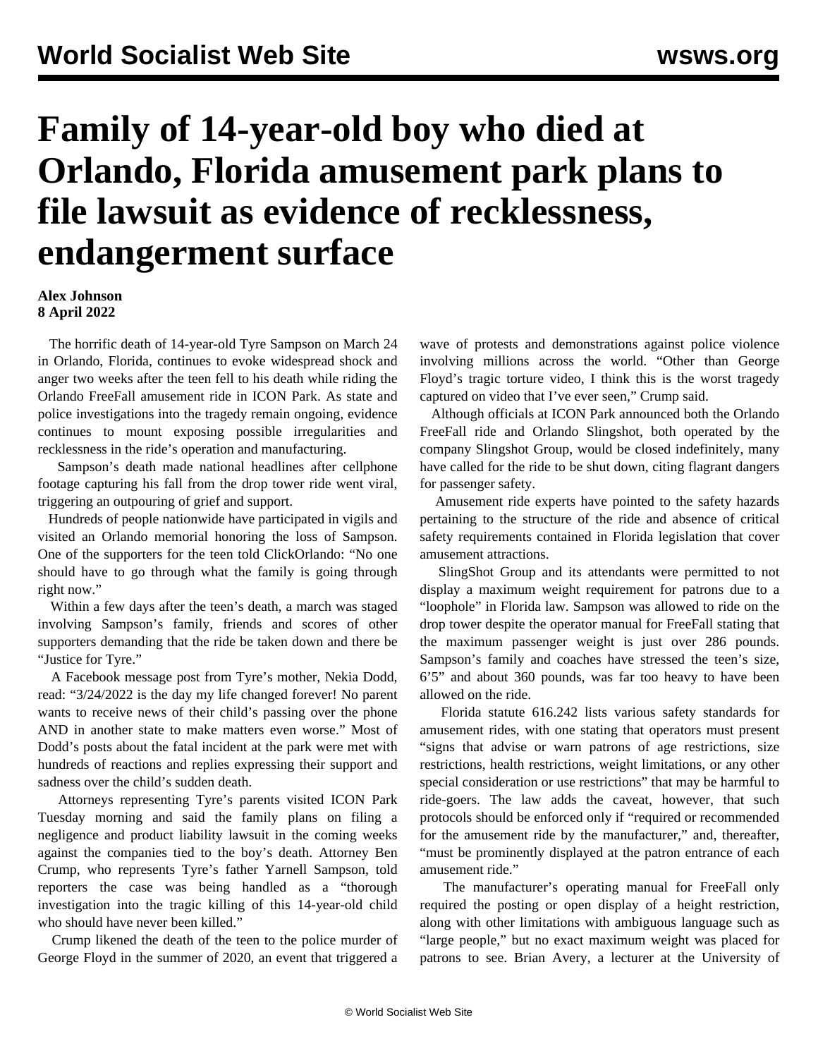# Family of 14-year-old boy who died at Orlando, Florida amusement park plans to file lawsuit as evidence of recklessness, endangerment surface

**Alex Johnson**
**8 April 2022**

The horrific death of 14-year-old Tyre Sampson on March 24 in Orlando, Florida, continues to evoke widespread shock and anger two weeks after the teen fell to his death while riding the Orlando FreeFall amusement ride in ICON Park. As state and police investigations into the tragedy remain ongoing, evidence continues to mount exposing possible irregularities and recklessness in the ride's operation and manufacturing.

Sampson's death made national headlines after cellphone footage capturing his fall from the drop tower ride went viral, triggering an outpouring of grief and support.

Hundreds of people nationwide have participated in vigils and visited an Orlando memorial honoring the loss of Sampson. One of the supporters for the teen told ClickOrlando: "No one should have to go through what the family is going through right now."

Within a few days after the teen's death, a march was staged involving Sampson's family, friends and scores of other supporters demanding that the ride be taken down and there be "Justice for Tyre."

A Facebook message post from Tyre's mother, Nekia Dodd, read: "3/24/2022 is the day my life changed forever! No parent wants to receive news of their child's passing over the phone AND in another state to make matters even worse." Most of Dodd's posts about the fatal incident at the park were met with hundreds of reactions and replies expressing their support and sadness over the child's sudden death.

Attorneys representing Tyre's parents visited ICON Park Tuesday morning and said the family plans on filing a negligence and product liability lawsuit in the coming weeks against the companies tied to the boy's death. Attorney Ben Crump, who represents Tyre's father Yarnell Sampson, told reporters the case was being handled as a "thorough investigation into the tragic killing of this 14-year-old child who should have never been killed."

Crump likened the death of the teen to the police murder of George Floyd in the summer of 2020, an event that triggered a wave of protests and demonstrations against police violence involving millions across the world. "Other than George Floyd's tragic torture video, I think this is the worst tragedy captured on video that I've ever seen," Crump said.

Although officials at ICON Park announced both the Orlando FreeFall ride and Orlando Slingshot, both operated by the company Slingshot Group, would be closed indefinitely, many have called for the ride to be shut down, citing flagrant dangers for passenger safety.

Amusement ride experts have pointed to the safety hazards pertaining to the structure of the ride and absence of critical safety requirements contained in Florida legislation that cover amusement attractions.

SlingShot Group and its attendants were permitted to not display a maximum weight requirement for patrons due to a "loophole" in Florida law. Sampson was allowed to ride on the drop tower despite the operator manual for FreeFall stating that the maximum passenger weight is just over 286 pounds. Sampson's family and coaches have stressed the teen's size, 6'5" and about 360 pounds, was far too heavy to have been allowed on the ride.

Florida statute 616.242 lists various safety standards for amusement rides, with one stating that operators must present "signs that advise or warn patrons of age restrictions, size restrictions, health restrictions, weight limitations, or any other special consideration or use restrictions" that may be harmful to ride-goers. The law adds the caveat, however, that such protocols should be enforced only if "required or recommended for the amusement ride by the manufacturer," and, thereafter, "must be prominently displayed at the patron entrance of each amusement ride."

The manufacturer's operating manual for FreeFall only required the posting or open display of a height restriction, along with other limitations with ambiguous language such as "large people," but no exact maximum weight was placed for patrons to see. Brian Avery, a lecturer at the University of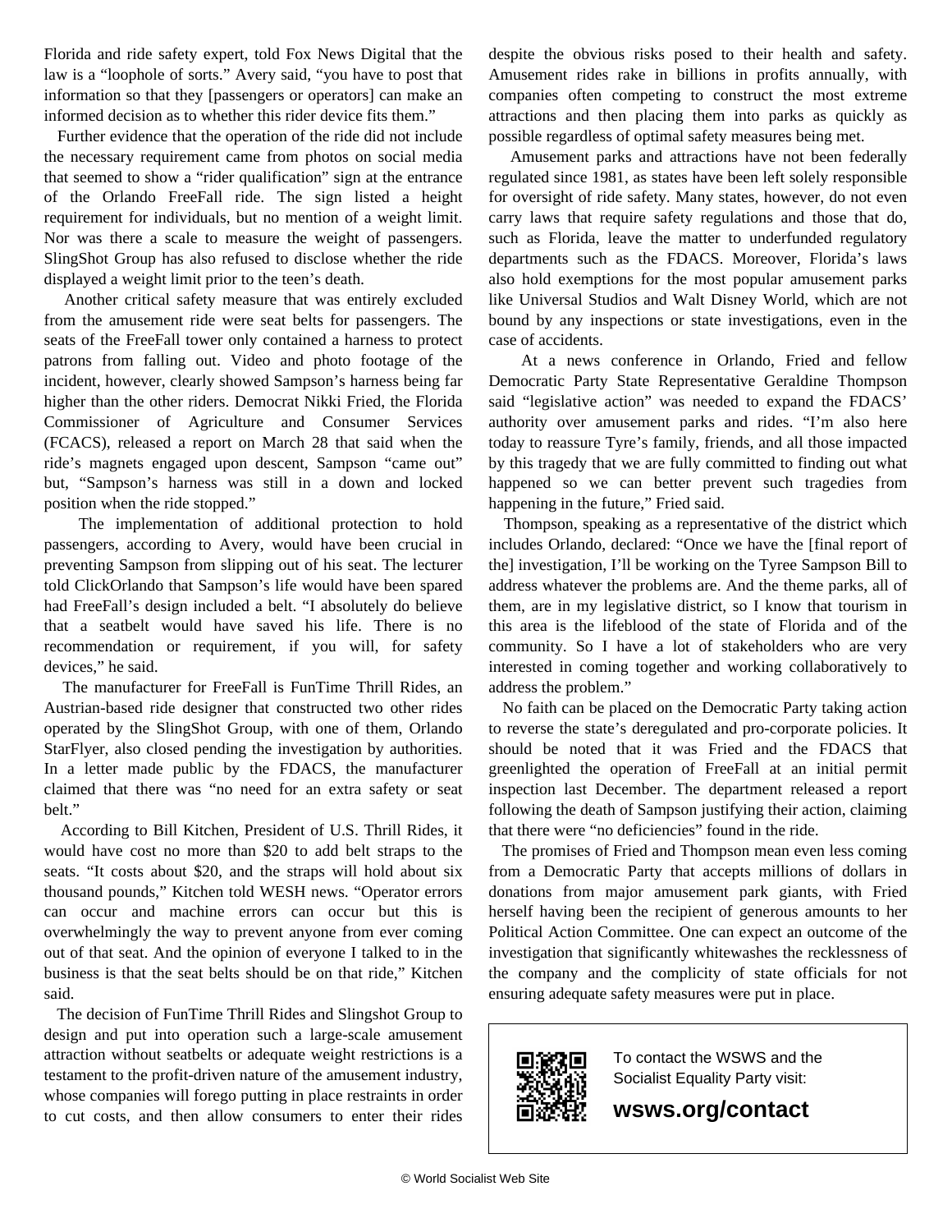Florida and ride safety expert, told Fox News Digital that the law is a "loophole of sorts." Avery said, "you have to post that information so that they [passengers or operators] can make an informed decision as to whether this rider device fits them."

Further evidence that the operation of the ride did not include the necessary requirement came from photos on social media that seemed to show a "rider qualification" sign at the entrance of the Orlando FreeFall ride. The sign listed a height requirement for individuals, but no mention of a weight limit. Nor was there a scale to measure the weight of passengers. SlingShot Group has also refused to disclose whether the ride displayed a weight limit prior to the teen's death.

Another critical safety measure that was entirely excluded from the amusement ride were seat belts for passengers. The seats of the FreeFall tower only contained a harness to protect patrons from falling out. Video and photo footage of the incident, however, clearly showed Sampson's harness being far higher than the other riders. Democrat Nikki Fried, the Florida Commissioner of Agriculture and Consumer Services (FCACS), released a report on March 28 that said when the ride's magnets engaged upon descent, Sampson "came out" but, "Sampson's harness was still in a down and locked position when the ride stopped."

The implementation of additional protection to hold passengers, according to Avery, would have been crucial in preventing Sampson from slipping out of his seat. The lecturer told ClickOrlando that Sampson's life would have been spared had FreeFall's design included a belt. "I absolutely do believe that a seatbelt would have saved his life. There is no recommendation or requirement, if you will, for safety devices," he said.

The manufacturer for FreeFall is FunTime Thrill Rides, an Austrian-based ride designer that constructed two other rides operated by the SlingShot Group, with one of them, Orlando StarFlyer, also closed pending the investigation by authorities. In a letter made public by the FDACS, the manufacturer claimed that there was "no need for an extra safety or seat belt."

According to Bill Kitchen, President of U.S. Thrill Rides, it would have cost no more than $20 to add belt straps to the seats. "It costs about $20, and the straps will hold about six thousand pounds," Kitchen told WESH news. "Operator errors can occur and machine errors can occur but this is overwhelmingly the way to prevent anyone from ever coming out of that seat. And the opinion of everyone I talked to in the business is that the seat belts should be on that ride," Kitchen said.

The decision of FunTime Thrill Rides and Slingshot Group to design and put into operation such a large-scale amusement attraction without seatbelts or adequate weight restrictions is a testament to the profit-driven nature of the amusement industry, whose companies will forego putting in place restraints in order to cut costs, and then allow consumers to enter their rides despite the obvious risks posed to their health and safety. Amusement rides rake in billions in profits annually, with companies often competing to construct the most extreme attractions and then placing them into parks as quickly as possible regardless of optimal safety measures being met.

Amusement parks and attractions have not been federally regulated since 1981, as states have been left solely responsible for oversight of ride safety. Many states, however, do not even carry laws that require safety regulations and those that do, such as Florida, leave the matter to underfunded regulatory departments such as the FDACS. Moreover, Florida's laws also hold exemptions for the most popular amusement parks like Universal Studios and Walt Disney World, which are not bound by any inspections or state investigations, even in the case of accidents.

At a news conference in Orlando, Fried and fellow Democratic Party State Representative Geraldine Thompson said "legislative action" was needed to expand the FDACS' authority over amusement parks and rides. "I'm also here today to reassure Tyre's family, friends, and all those impacted by this tragedy that we are fully committed to finding out what happened so we can better prevent such tragedies from happening in the future," Fried said.

Thompson, speaking as a representative of the district which includes Orlando, declared: "Once we have the [final report of the] investigation, I'll be working on the Tyree Sampson Bill to address whatever the problems are. And the theme parks, all of them, are in my legislative district, so I know that tourism in this area is the lifeblood of the state of Florida and of the community. So I have a lot of stakeholders who are very interested in coming together and working collaboratively to address the problem."

No faith can be placed on the Democratic Party taking action to reverse the state's deregulated and pro-corporate policies. It should be noted that it was Fried and the FDACS that greenlighted the operation of FreeFall at an initial permit inspection last December. The department released a report following the death of Sampson justifying their action, claiming that there were "no deficiencies" found in the ride.

The promises of Fried and Thompson mean even less coming from a Democratic Party that accepts millions of dollars in donations from major amusement park giants, with Fried herself having been the recipient of generous amounts to her Political Action Committee. One can expect an outcome of the investigation that significantly whitewashes the recklessness of the company and the complicity of state officials for not ensuring adequate safety measures were put in place.

To contact the WSWS and the Socialist Equality Party visit:

**wsws.org/contact**